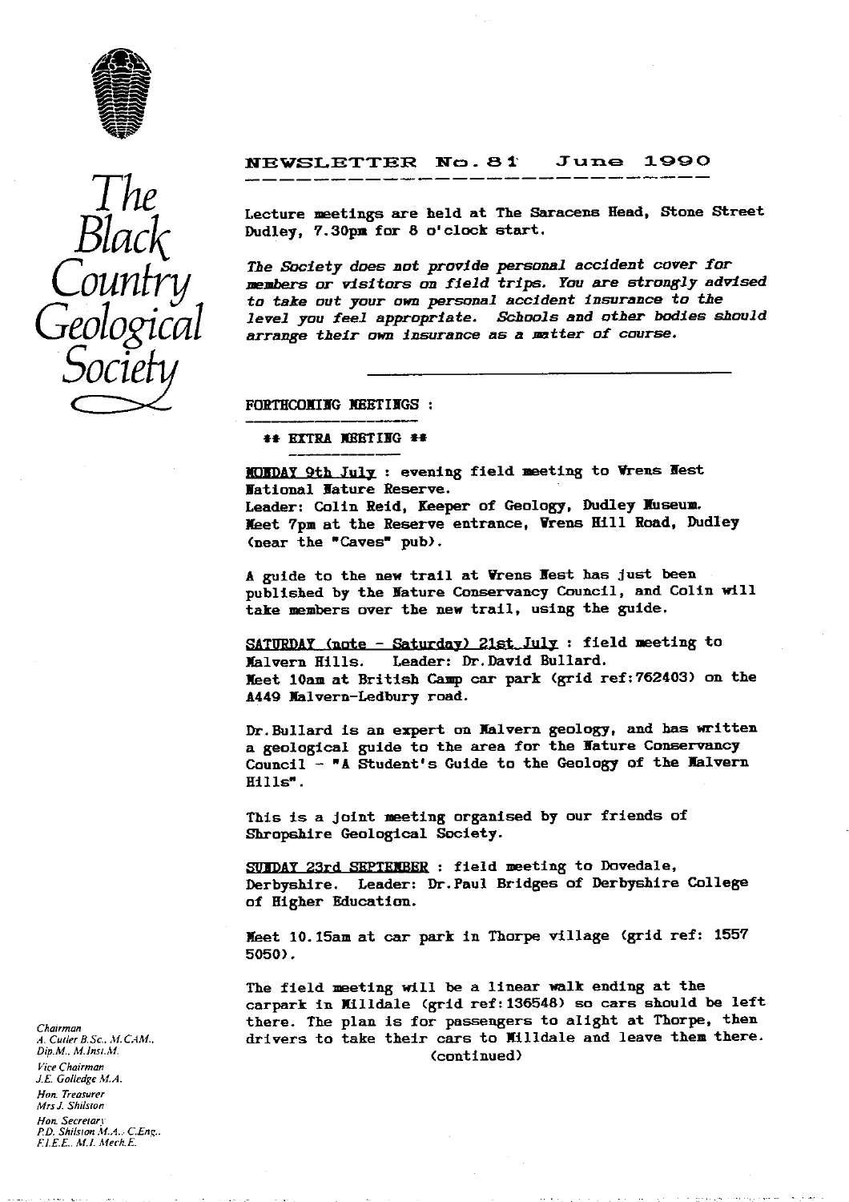# The Black Country Geological Society

## NEWSLETTER No. 81 June 1990

Lecture meetings are held at The Saracens Head, Stone Street Dudley, 7.30pm for 8 o'clock start.

*The Society does not provide personal accident cover for members or visitors on field trips. You are strongly advised to take out your own personal accident insurance to the level you feel appropriate. Schools and other bodies should arrange their own insurance as a matter of course.*

---

FORTHCOMING MEETINGS :

** EXTRA MEETING **

MONDAY 9th July : evening field meeting to Wrens Nest National Nature Reserve.
Leader: Colin Reid, Keeper of Geology, Dudley Museum.
Meet 7pm at the Reserve entrance, Wrens Hill Road, Dudley (near the "Caves" pub).

A guide to the new trail at Wrens Nest has just been published by the Nature Conservancy Council, and Colin will take members over the new trail, using the guide.

SATURDAY (note - Saturday) 21st July : field meeting to Malvern Hills. Leader: Dr.David Bullard.
Meet 10am at British Camp car park (grid ref:762403) on the A449 Malvern-Ledbury road.

Dr.Bullard is an expert on Malvern geology, and has written a geological guide to the area for the Nature Conservancy Council - "A Student's Guide to the Geology of the Malvern Hills".

This is a joint meeting organised by our friends of Shropshire Geological Society.

SUNDAY 23rd SEPTEMBER : field meeting to Dovedale, Derbyshire. Leader: Dr.Paul Bridges of Derbyshire College of Higher Education.

Meet 10.15am at car park in Thorpe village (grid ref: 1557 5050).

The field meeting will be a linear walk ending at the carpark in Milldale (grid ref:136548) so cars should be left there. The plan is for passengers to alight at Thorpe, then drivers to take their cars to Milldale and leave them there.

(continued)

*Chairman*
A. Cutler B.Sc., M.CAM., Dip.M., M.Inst.M.
*Vice Chairman*
J.E. Golledge M.A.
*Hon. Treasurer*
Mrs J. Shilston
*Hon. Secretary*
P.D. Shilston M.A., C.Eng., F.I.E.E., M.I. Mech.E.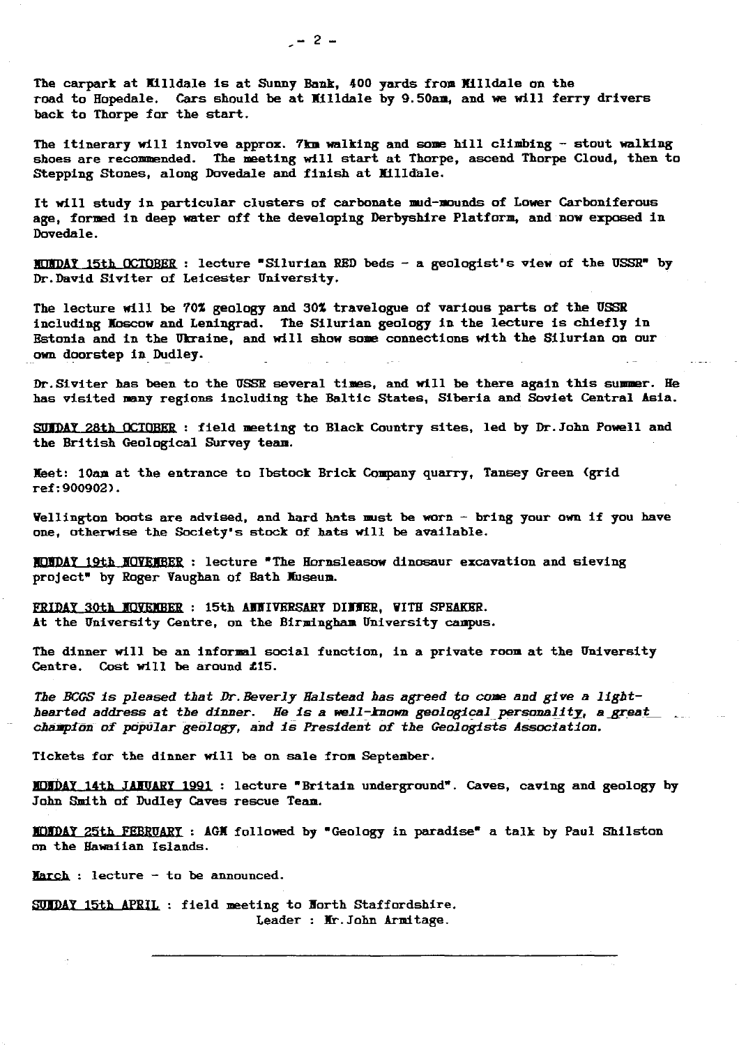The carpark at Milldale is at Sunny Bank, 400 yards from Milldale on the road to Hopedale. Cars should be at Milldale by 9.50am, and we will ferry drivers back to Thorpe for the start.

The itinerary will involve approx. 7km walking and some hill climbing - stout walking shoes are recommended. The meeting will start at Thorpe, ascend Thorpe Cloud, then to Stepping Stones, along Dovedale and finish at Milldale.

It will study in particular clusters of carbonate mud-mounds of Lower Carboniferous age, formed in deep water off the developing Derbyshire Platform, and now exposed in Dovedale.

**MONDAY 15th OCTOBER** : lecture "Silurian RED beds - a geologist's view of the USSR" by Dr.David Siviter of Leicester University.

The lecture will be 70% geology and 30% travelogue of various parts of the USSR including Moscow and Leningrad. The Silurian geology in the lecture is chiefly in Estonia and in the Ukraine, and will show some connections with the Silurian on our own doorstep in Dudley.

Dr.Siviter has been to the USSR several times, and will be there again this summer. He has visited many regions including the Baltic States, Siberia and Soviet Central Asia.

**SUNDAY 28th OCTOBER** : field meeting to Black Country sites, led by Dr.John Powell and the British Geological Survey team.

Meet: 10am at the entrance to Ibstock Brick Company quarry, Tansey Green (grid ref:900902).

Wellington boots are advised, and hard hats must be worn - bring your own if you have one, otherwise the Society's stock of hats will be available.

**MONDAY 19th NOVEMBER** : lecture "The Hornsleasow dinosaur excavation and sieving project" by Roger Vaughan of Bath Museum.

**FRIDAY 30th NOVEMBER** : 15th ANNIVERSARY DINNER, WITH SPEAKER.
At the University Centre, on the Birmingham University campus.

The dinner will be an informal social function, in a private room at the University Centre. Cost will be around £15.

*The BCGS is pleased that Dr.Beverly Halstead has agreed to come and give a light-hearted address at the dinner. He is a well-known geological personality, a great champion of popular geology, and is President of the Geologists Association.*

Tickets for the dinner will be on sale from September.

**MONDAY 14th JANUARY 1991** : lecture "Britain underground". Caves, caving and geology by John Smith of Dudley Caves rescue Team.

**MONDAY 25th FEBRUARY** : AGM followed by "Geology in paradise" a talk by Paul Shilston on the Hawaiian Islands.

**March** : lecture - to be announced.

**SUNDAY 15th APRIL** : field meeting to North Staffordshire.
Leader : Mr.John Armitage.

---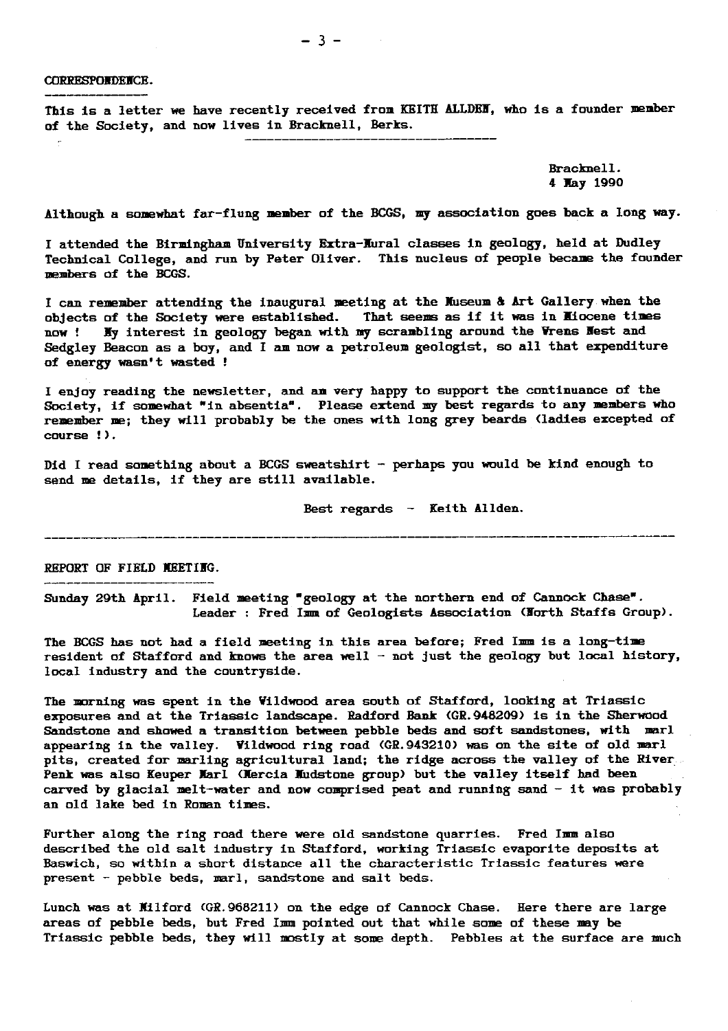CORRESPONDENCE.

This is a letter we have recently received from KEITH ALLDEN, who is a founder member of the Society, and now lives in Bracknell, Berks.

Bracknell.
4 May 1990

Although a somewhat far-flung member of the BCGS, my association goes back a long way.

I attended the Birmingham University Extra-Mural classes in geology, held at Dudley Technical College, and run by Peter Oliver. This nucleus of people became the founder members of the BCGS.

I can remember attending the inaugural meeting at the Museum & Art Gallery when the objects of the Society were established. That seems as if it was in Miocene times now ! My interest in geology began with my scrambling around the Wrens Nest and Sedgley Beacon as a boy, and I am now a petroleum geologist, so all that expenditure of energy wasn't wasted !

I enjoy reading the newsletter, and am very happy to support the continuance of the Society, if somewhat "in absentia". Please extend my best regards to any members who remember me; they will probably be the ones with long grey beards (ladies excepted of course !).

Did I read something about a BCGS sweatshirt - perhaps you would be kind enough to send me details, if they are still available.

Best regards - Keith Allden.

---

REPORT OF FIELD MEETING.

Sunday 29th April. Field meeting "geology at the northern end of Cannock Chase".
Leader : Fred Imm of Geologists Association (North Staffs Group).

The BCGS has not had a field meeting in this area before; Fred Imm is a long-time resident of Stafford and knows the area well - not just the geology but local history, local industry and the countryside.

The morning was spent in the Wildwood area south of Stafford, looking at Triassic exposures and at the Triassic landscape. Radford Bank (GR.948209) is in the Sherwood Sandstone and showed a transition between pebble beds and soft sandstones, with marl appearing in the valley. Wildwood ring road (GR.943210) was on the site of old marl pits, created for marling agricultural land; the ridge across the valley of the River Penk was also Keuper Marl (Mercia Mudstone group) but the valley itself had been carved by glacial melt-water and now comprised peat and running sand - it was probably an old lake bed in Roman times.

Further along the ring road there were old sandstone quarries. Fred Imm also described the old salt industry in Stafford, working Triassic evaporite deposits at Baswich, so within a short distance all the characteristic Triassic features were present - pebble beds, marl, sandstone and salt beds.

Lunch was at Milford (GR.968211) on the edge of Cannock Chase. Here there are large areas of pebble beds, but Fred Imm pointed out that while some of these may be Triassic pebble beds, they will mostly at some depth. Pebbles at the surface are much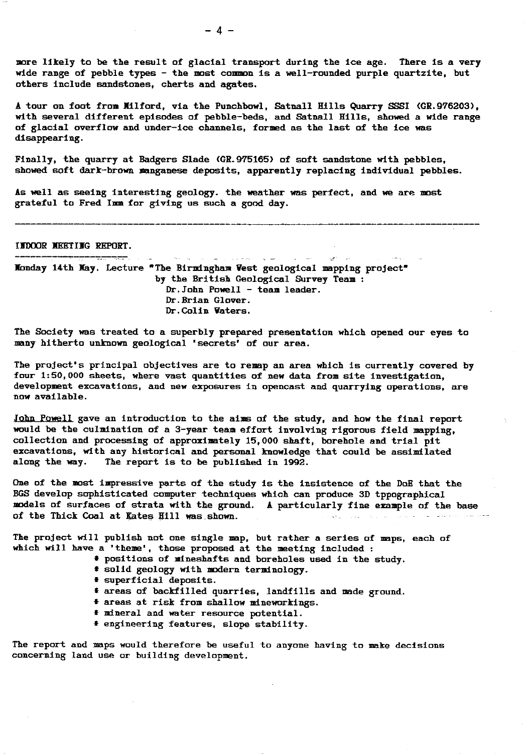more likely to be the result of glacial transport during the ice age. There is a very wide range of pebble types - the most common is a well-rounded purple quartzite, but others include sandstones, cherts and agates.

A tour on foot from Milford, via the Punchbowl, Satnall Hills Quarry SSSI (GR.976203), with several different episodes of pebble-beds, and Satnall Hills, showed a wide range of glacial overflow and under-ice channels, formed as the last of the ice was disappearing.

Finally, the quarry at Badgers Slade (GR.975165) of soft sandstone with pebbles, showed soft dark-brown manganese deposits, apparently replacing individual pebbles.

As well as seeing interesting geology. the weather was perfect, and we are most grateful to Fred Imm for giving us such a good day.

---

## INDOOR MEETING REPORT.

Monday 14th May. Lecture "The Birmingham West geological mapping project"
by the British Geological Survey Team :
Dr.John Powell - team leader.
Dr.Brian Glover.
Dr.Colin Waters.

The Society was treated to a superbly prepared presentation which opened our eyes to many hitherto unknown geological 'secrets' of our area.

The project's principal objectives are to remap an area which is currently covered by four 1:50,000 sheets, where vast quantities of new data from site investigation, development excavations, and new exposures in opencast and quarrying operations, are now available.

John Powell gave an introduction to the aims of the study, and how the final report would be the culmination of a 3-year team effort involving rigorous field mapping, collection and processing of approximately 15,000 shaft, borehole and trial pit excavations, with any historical and personal knowledge that could be assimilated along the way. The report is to be published in 1992.

One of the most impressive parts of the study is the insistence of the DoE that the BGS develop sophisticated computer techniques which can produce 3D tppographical models of surfaces of strata with the ground. A particularly fine example of the base of the Thick Coal at Kates Hill was shown.

The project will publish not one single map, but rather a series of maps, each of which will have a 'theme', those proposed at the meeting included :

* positions of mineshafts and boreholes used in the study.
* solid geology with modern terminology.
* superficial deposits.
* areas of backfilled quarries, landfills and made ground.
* areas at risk from shallow mineworkings.
* mineral and water resource potential.
* engineering features, slope stability.

The report and maps would therefore be useful to anyone having to make decisions concerning land use or building development.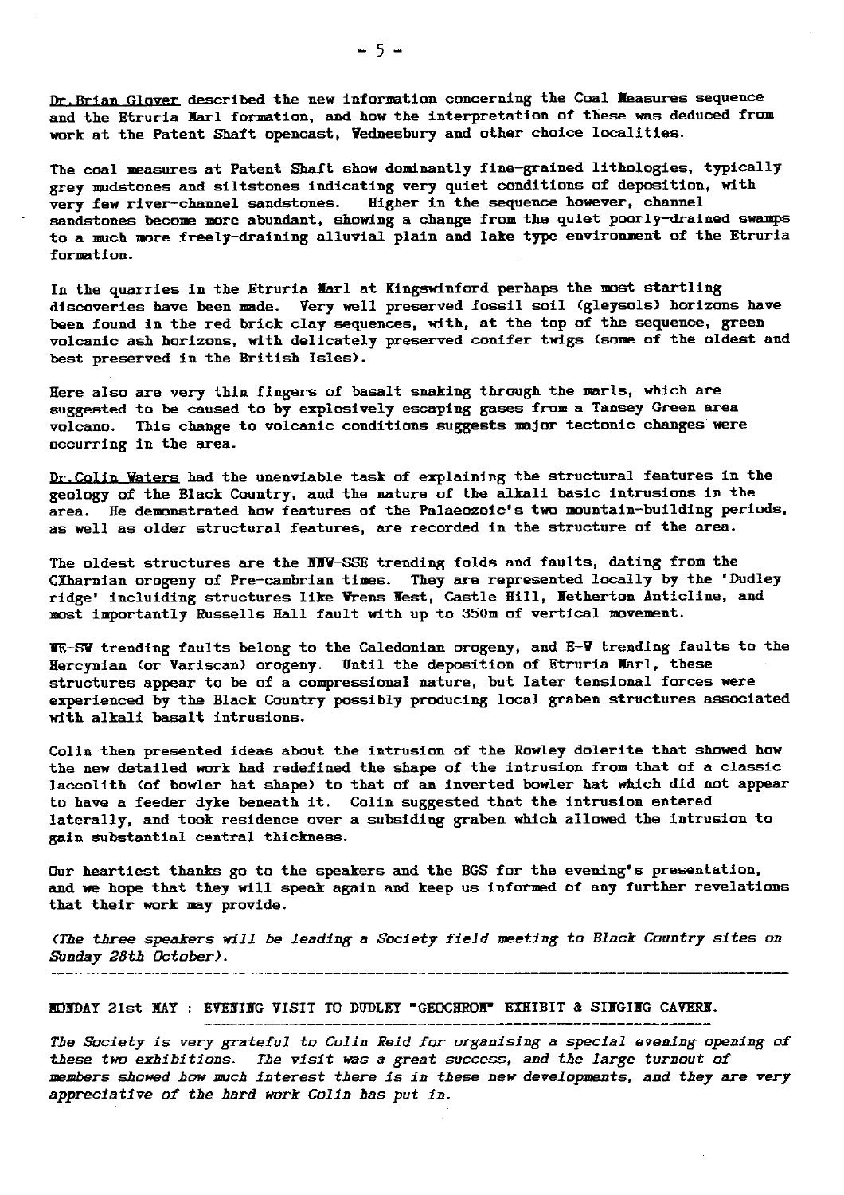Dr.Brian Glover described the new information concerning the Coal Measures sequence and the Etruria Marl formation, and how the interpretation of these was deduced from work at the Patent Shaft opencast, Wednesbury and other choice localities.

The coal measures at Patent Shaft show dominantly fine-grained lithologies, typically grey mudstones and siltstones indicating very quiet conditions of deposition, with very few river-channel sandstones. Higher in the sequence however, channel sandstones become more abundant, showing a change from the quiet poorly-drained swamps to a much more freely-draining alluvial plain and lake type environment of the Etruria formation.

In the quarries in the Etruria Marl at Kingswinford perhaps the most startling discoveries have been made. Very well preserved fossil soil (gleysols) horizons have been found in the red brick clay sequences, with, at the top of the sequence, green volcanic ash horizons, with delicately preserved conifer twigs (some of the oldest and best preserved in the British Isles).

Here also are very thin fingers of basalt snaking through the marls, which are suggested to be caused to by explosively escaping gases from a Tansey Green area volcano. This change to volcanic conditions suggests major tectonic changes were occurring in the area.

Dr.Colin Waters had the unenviable task of explaining the structural features in the geology of the Black Country, and the nature of the alkali basic intrusions in the area. He demonstrated how features of the Palaeozoic's two mountain-building periods, as well as older structural features, are recorded in the structure of the area.

The oldest structures are the NNW-SSE trending folds and faults, dating from the CXharnian orogeny of Pre-cambrian times. They are represented locally by the 'Dudley ridge' incluiding structures like Wrens Nest, Castle Hill, Netherton Anticline, and most importantly Russells Hall fault with up to 350m of vertical movement.

NE-SW trending faults belong to the Caledonian orogeny, and E-W trending faults to the Hercynian (or Variscan) orogeny. Until the deposition of Etruria Marl, these structures appear to be of a compressional nature, but later tensional forces were experienced by the Black Country possibly producing local graben structures associated with alkali basalt intrusions.

Colin then presented ideas about the intrusion of the Rowley dolerite that showed how the new detailed work had redefined the shape of the intrusion from that of a classic laccolith (of bowler hat shape) to that of an inverted bowler hat which did not appear to have a feeder dyke beneath it. Colin suggested that the intrusion entered laterally, and took residence over a subsiding graben which allowed the intrusion to gain substantial central thickness.

Our heartiest thanks go to the speakers and the BGS for the evening's presentation, and we hope that they will speak again and keep us informed of any further revelations that their work may provide.

*(The three speakers will be leading a Society field meeting to Black Country sites on Sunday 28th October).*

---

MONDAY 21st MAY : EVENING VISIT TO DUDLEY "GEOCHRON" EXHIBIT & SINGING CAVERN.

*The Society is very grateful to Colin Reid for organising a special evening opening of these two exhibitions. The visit was a great success, and the large turnout of members showed how much interest there is in these new developments, and they are very appreciative of the hard work Colin has put in.*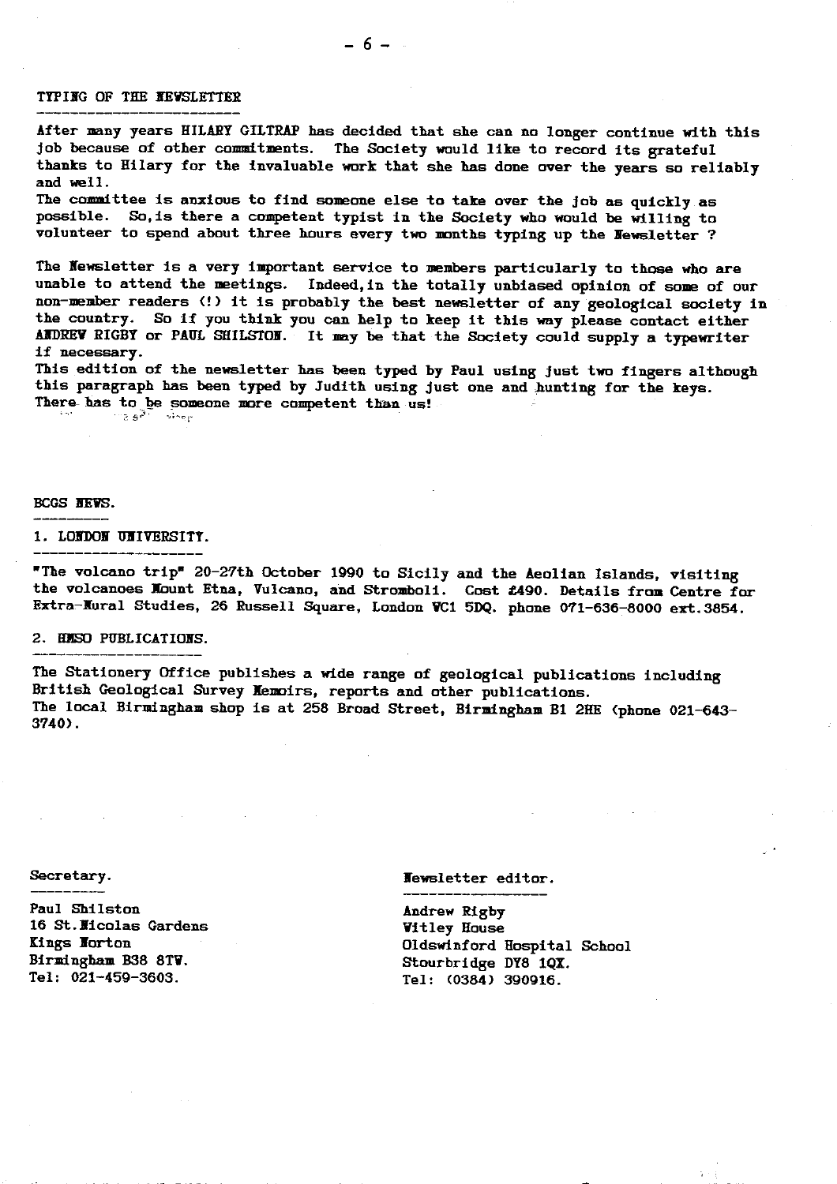## TYPING OF THE NEWSLETTER

After many years HILARY GILTRAP has decided that she can no longer continue with this job because of other commitments. The Society would like to record its grateful thanks to Hilary for the invaluable work that she has done over the years so reliably and well.

The committee is anxious to find someone else to take over the job as quickly as possible. So, is there a competent typist in the Society who would be willing to volunteer to spend about three hours every two months typing up the Newsletter ?

The Newsletter is a very important service to members particularly to those who are unable to attend the meetings. Indeed, in the totally unbiased opinion of some of our non-member readers (!) it is probably the best newsletter of any geological society in the country. So if you think you can help to keep it this way please contact either ANDREW RIGBY or PAUL SHILSTON. It may be that the Society could supply a typewriter if necessary.

This edition of the newsletter has been typed by Paul using just two fingers although this paragraph has been typed by Judith using just one and hunting for the keys. There has to be someone more competent than us!

## BCGS NEWS.

### 1. LONDON UNIVERSITY.

"The volcano trip" 20-27th October 1990 to Sicily and the Aeolian Islands, visiting the volcanoes Mount Etna, Vulcano, and Stromboli. Cost £490. Details from Centre for Extra-Mural Studies, 26 Russell Square, London WC1 5DQ. phone 071-636-8000 ext.3854.

### 2. HMSO PUBLICATIONS.

The Stationery Office publishes a wide range of geological publications including British Geological Survey Memoirs, reports and other publications.
The local Birmingham shop is at 258 Broad Street, Birmingham B1 2HE (phone 021-643-3740).

**Secretary.**

Paul Shilston
16 St.Nicolas Gardens
Kings Norton
Birmingham B38 8TW.
Tel: 021-459-3603.

**Newsletter editor.**

Andrew Rigby
Witley House
Oldswinford Hospital School
Stourbridge DY8 1QX.
Tel: (0384) 390916.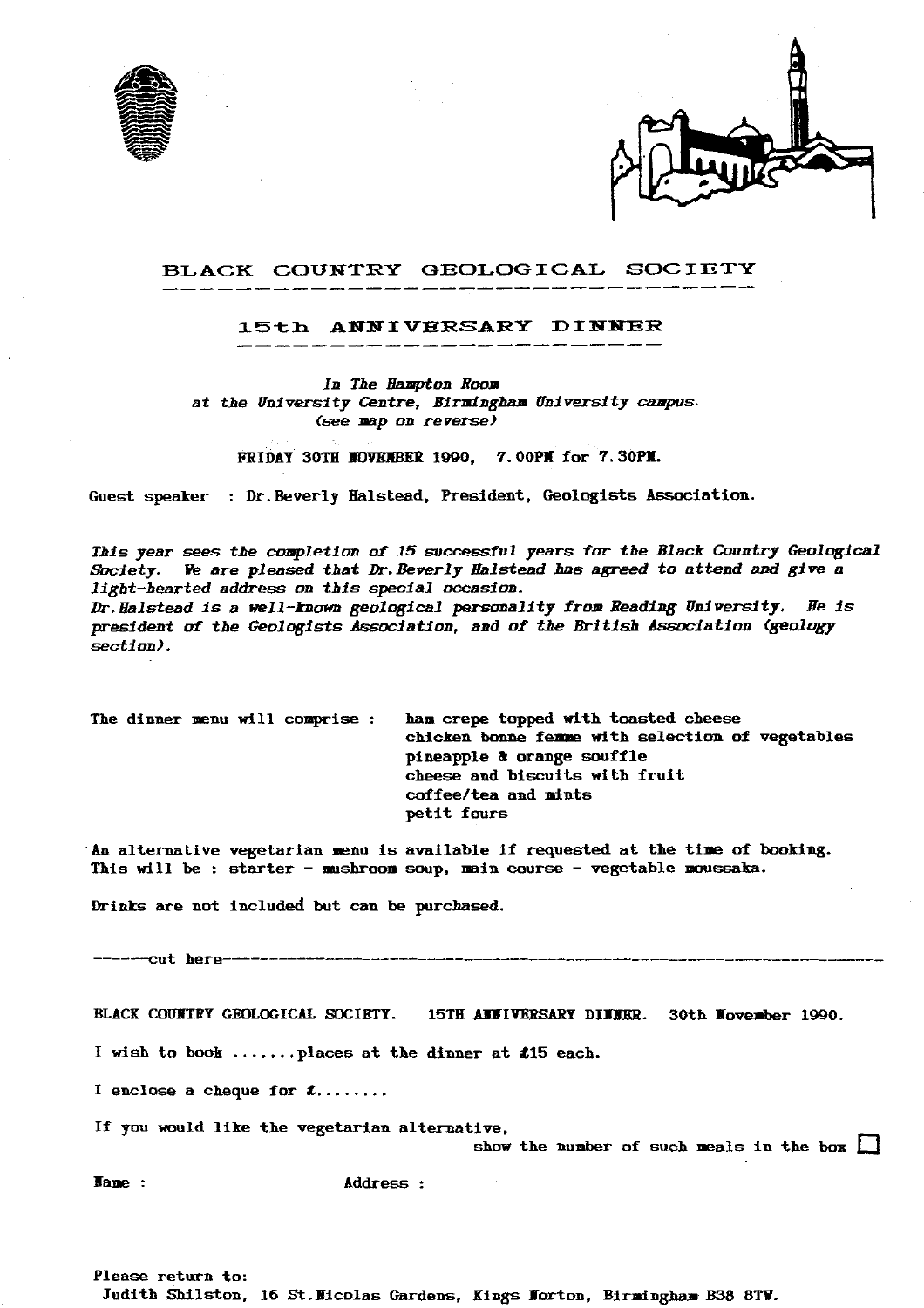# BLACK COUNTRY GEOLOGICAL SOCIETY

## 15th ANNIVERSARY DINNER

*In The Hampton Room*
*at the University Centre, Birmingham University campus.*
*(see map on reverse)*

**FRIDAY 30TH NOVEMBER 1990, 7.00PM for 7.30PM.**

Guest speaker : Dr. Beverly Halstead, President, Geologists Association.

*This year sees the completion of 15 successful years for the Black Country Geological Society. We are pleased that Dr. Beverly Halstead has agreed to attend and give a light-hearted address on this special occasion.*
*Dr. Halstead is a well-known geological personality from Reading University. He is president of the Geologists Association, and of the British Association (geology section).*

The dinner menu will comprise :

- ham crepe topped with toasted cheese
- chicken bonne femme with selection of vegetables
- pineapple & orange souffle
- cheese and biscuits with fruit
- coffee/tea and mints
- petit fours

An alternative vegetarian menu is available if requested at the time of booking. This will be : starter - mushroom soup, main course - vegetable moussaka.

Drinks are not included but can be purchased.

------cut here------------------------------------------------------------

BLACK COUNTRY GEOLOGICAL SOCIETY. 15TH ANNIVERSARY DINNER. 30th November 1990.

I wish to book .......places at the dinner at £15 each.

I enclose a cheque for £........

If you would like the vegetarian alternative,
show the number of such meals in the box ☐

Name : Address :

Please return to:
Judith Shilston, 16 St.Nicolas Gardens, Kings Norton, Birmingham B38 8TW.